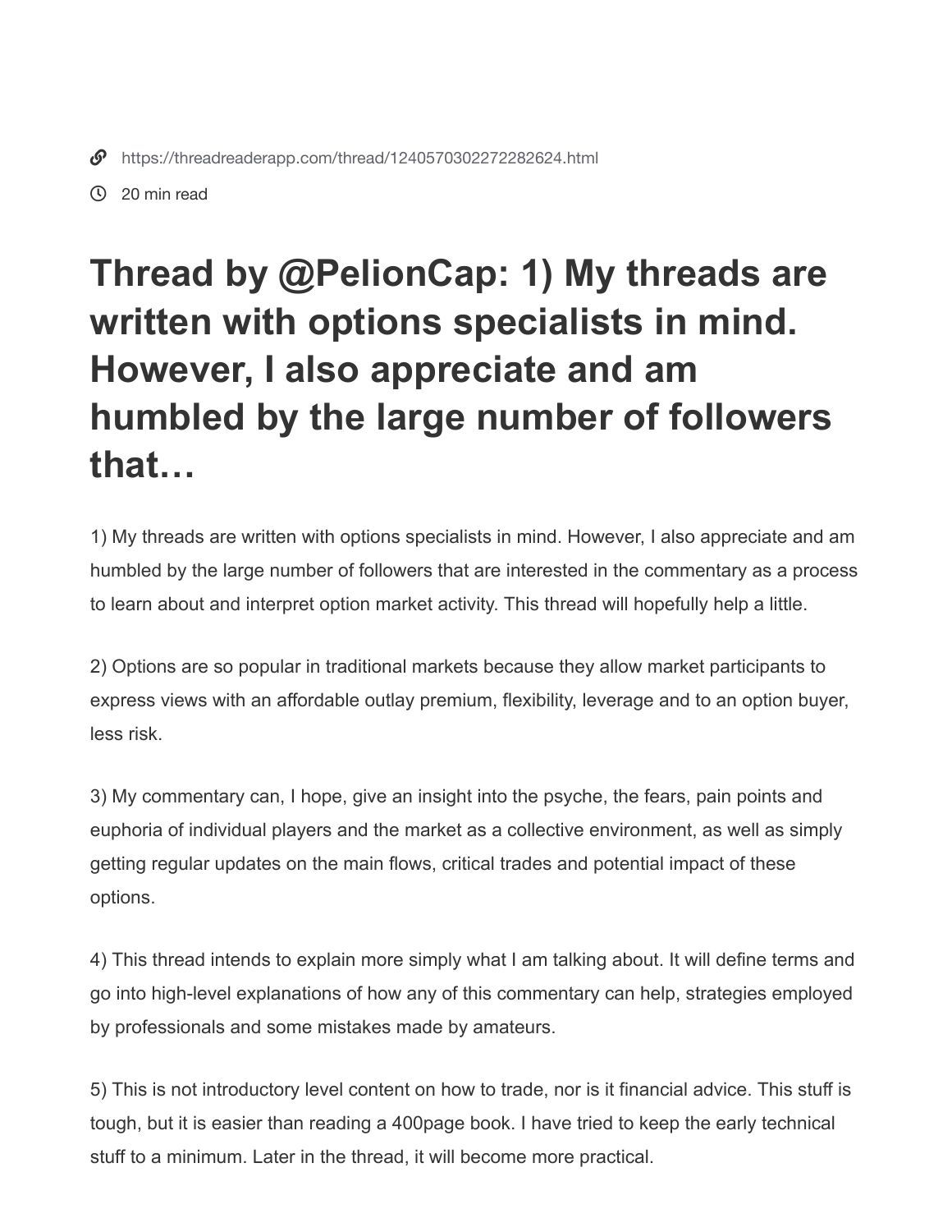https://threadreaderapp.com/thread/1240570302272282624.html

20 min read

# Thread by @PelionCap: 1) My threads are written with options specialists in mind. However, I also appreciate and am humbled by the large number of followers that…

1) My threads are written with options specialists in mind. However, I also appreciate and am humbled by the large number of followers that are interested in the commentary as a process to learn about and interpret option market activity. This thread will hopefully help a little.

2) Options are so popular in traditional markets because they allow market participants to express views with an affordable outlay premium, flexibility, leverage and to an option buyer, less risk.

3) My commentary can, I hope, give an insight into the psyche, the fears, pain points and euphoria of individual players and the market as a collective environment, as well as simply getting regular updates on the main flows, critical trades and potential impact of these options.

4) This thread intends to explain more simply what I am talking about. It will define terms and go into high-level explanations of how any of this commentary can help, strategies employed by professionals and some mistakes made by amateurs.

5) This is not introductory level content on how to trade, nor is it financial advice. This stuff is tough, but it is easier than reading a 400page book. I have tried to keep the early technical stuff to a minimum. Later in the thread, it will become more practical.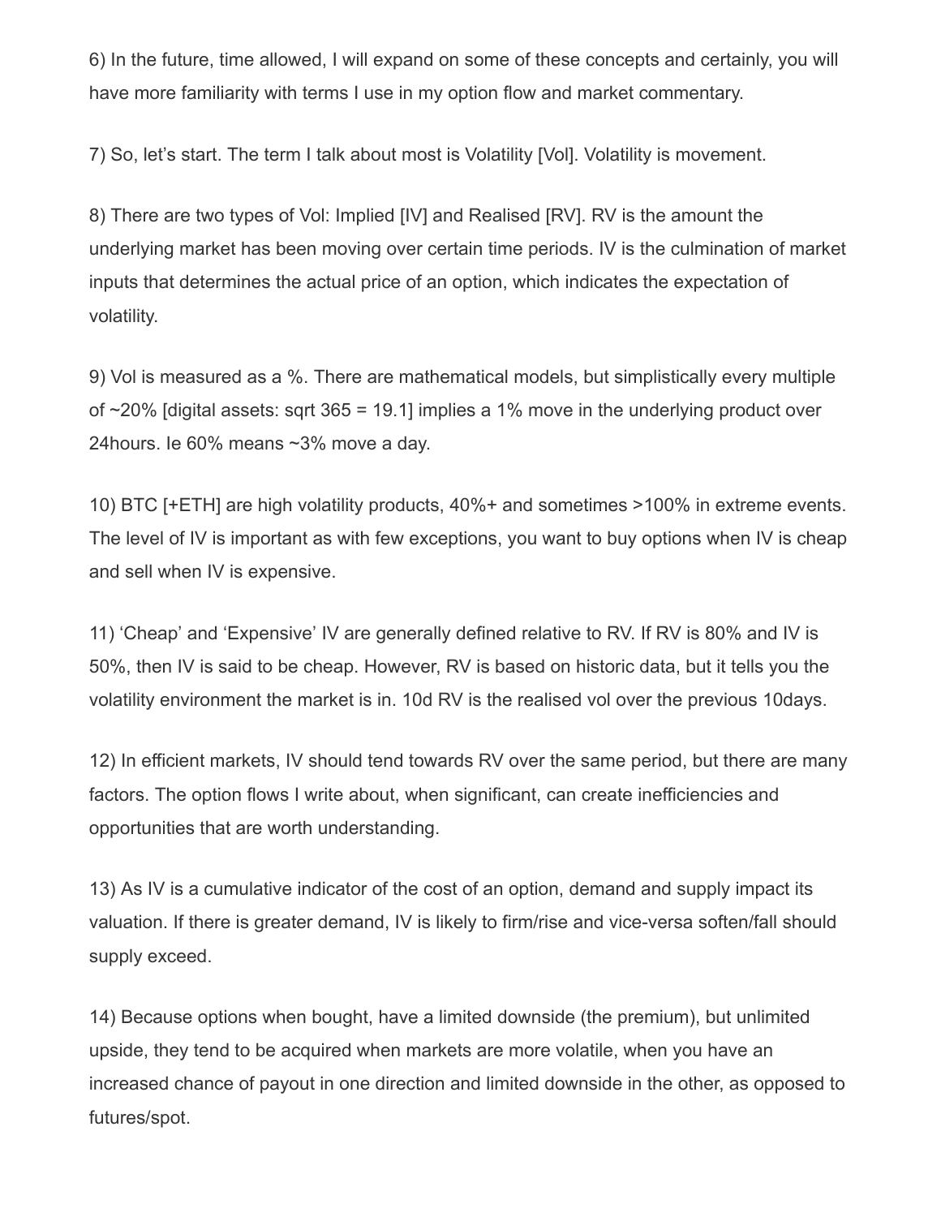6) In the future, time allowed, I will expand on some of these concepts and certainly, you will have more familiarity with terms I use in my option flow and market commentary.

7) So, let's start. The term I talk about most is Volatility [Vol]. Volatility is movement.

8) There are two types of Vol: Implied [IV] and Realised [RV]. RV is the amount the underlying market has been moving over certain time periods. IV is the culmination of market inputs that determines the actual price of an option, which indicates the expectation of volatility.

9) Vol is measured as a %. There are mathematical models, but simplistically every multiple of ~20% [digital assets: sqrt 365 = 19.1] implies a 1% move in the underlying product over 24hours. Ie 60% means ~3% move a day.

10) BTC [+ETH] are high volatility products, 40%+ and sometimes >100% in extreme events. The level of IV is important as with few exceptions, you want to buy options when IV is cheap and sell when IV is expensive.

11) 'Cheap' and 'Expensive' IV are generally defined relative to RV. If RV is 80% and IV is 50%, then IV is said to be cheap. However, RV is based on historic data, but it tells you the volatility environment the market is in. 10d RV is the realised vol over the previous 10days.

12) In efficient markets, IV should tend towards RV over the same period, but there are many factors. The option flows I write about, when significant, can create inefficiencies and opportunities that are worth understanding.

13) As IV is a cumulative indicator of the cost of an option, demand and supply impact its valuation. If there is greater demand, IV is likely to firm/rise and vice-versa soften/fall should supply exceed.

14) Because options when bought, have a limited downside (the premium), but unlimited upside, they tend to be acquired when markets are more volatile, when you have an increased chance of payout in one direction and limited downside in the other, as opposed to futures/spot.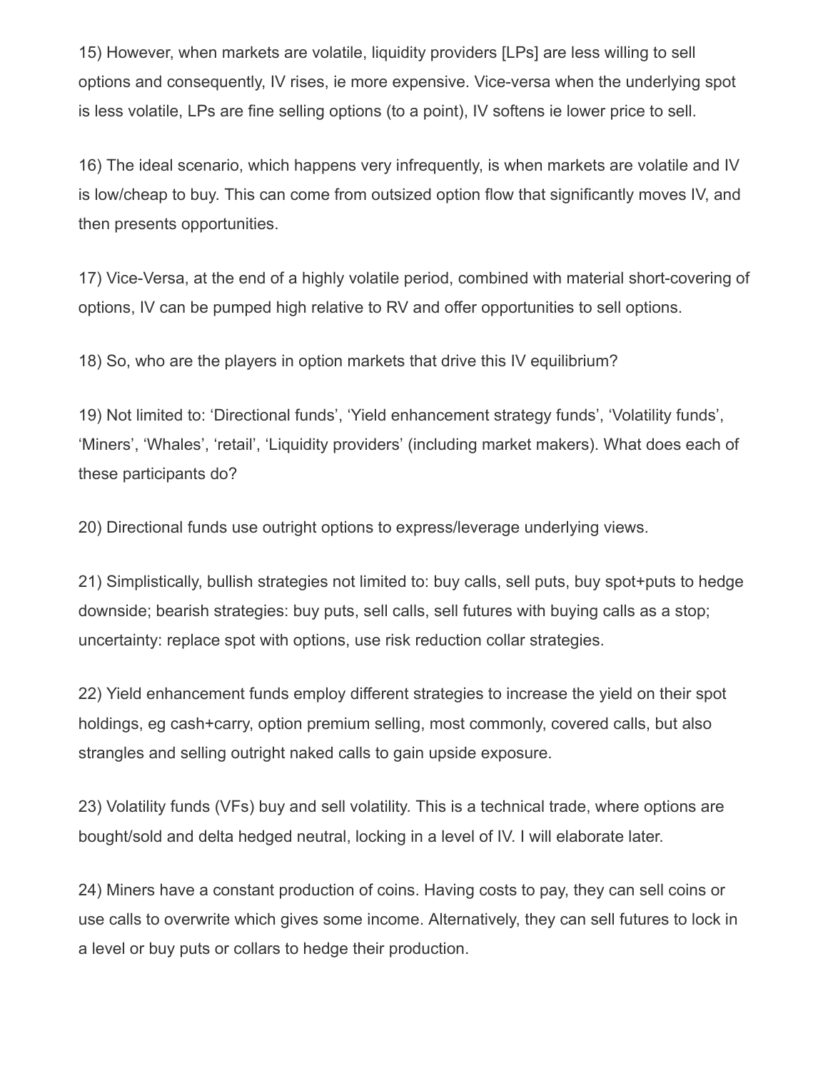15) However, when markets are volatile, liquidity providers [LPs] are less willing to sell options and consequently, IV rises, ie more expensive. Vice-versa when the underlying spot is less volatile, LPs are fine selling options (to a point), IV softens ie lower price to sell.

16) The ideal scenario, which happens very infrequently, is when markets are volatile and IV is low/cheap to buy. This can come from outsized option flow that significantly moves IV, and then presents opportunities.

17) Vice-Versa, at the end of a highly volatile period, combined with material short-covering of options, IV can be pumped high relative to RV and offer opportunities to sell options.

18) So, who are the players in option markets that drive this IV equilibrium?

19) Not limited to: 'Directional funds', 'Yield enhancement strategy funds', 'Volatility funds', 'Miners', 'Whales', 'retail', 'Liquidity providers' (including market makers). What does each of these participants do?

20) Directional funds use outright options to express/leverage underlying views.

21) Simplistically, bullish strategies not limited to: buy calls, sell puts, buy spot+puts to hedge downside; bearish strategies: buy puts, sell calls, sell futures with buying calls as a stop; uncertainty: replace spot with options, use risk reduction collar strategies.

22) Yield enhancement funds employ different strategies to increase the yield on their spot holdings, eg cash+carry, option premium selling, most commonly, covered calls, but also strangles and selling outright naked calls to gain upside exposure.

23) Volatility funds (VFs) buy and sell volatility. This is a technical trade, where options are bought/sold and delta hedged neutral, locking in a level of IV. I will elaborate later.

24) Miners have a constant production of coins. Having costs to pay, they can sell coins or use calls to overwrite which gives some income. Alternatively, they can sell futures to lock in a level or buy puts or collars to hedge their production.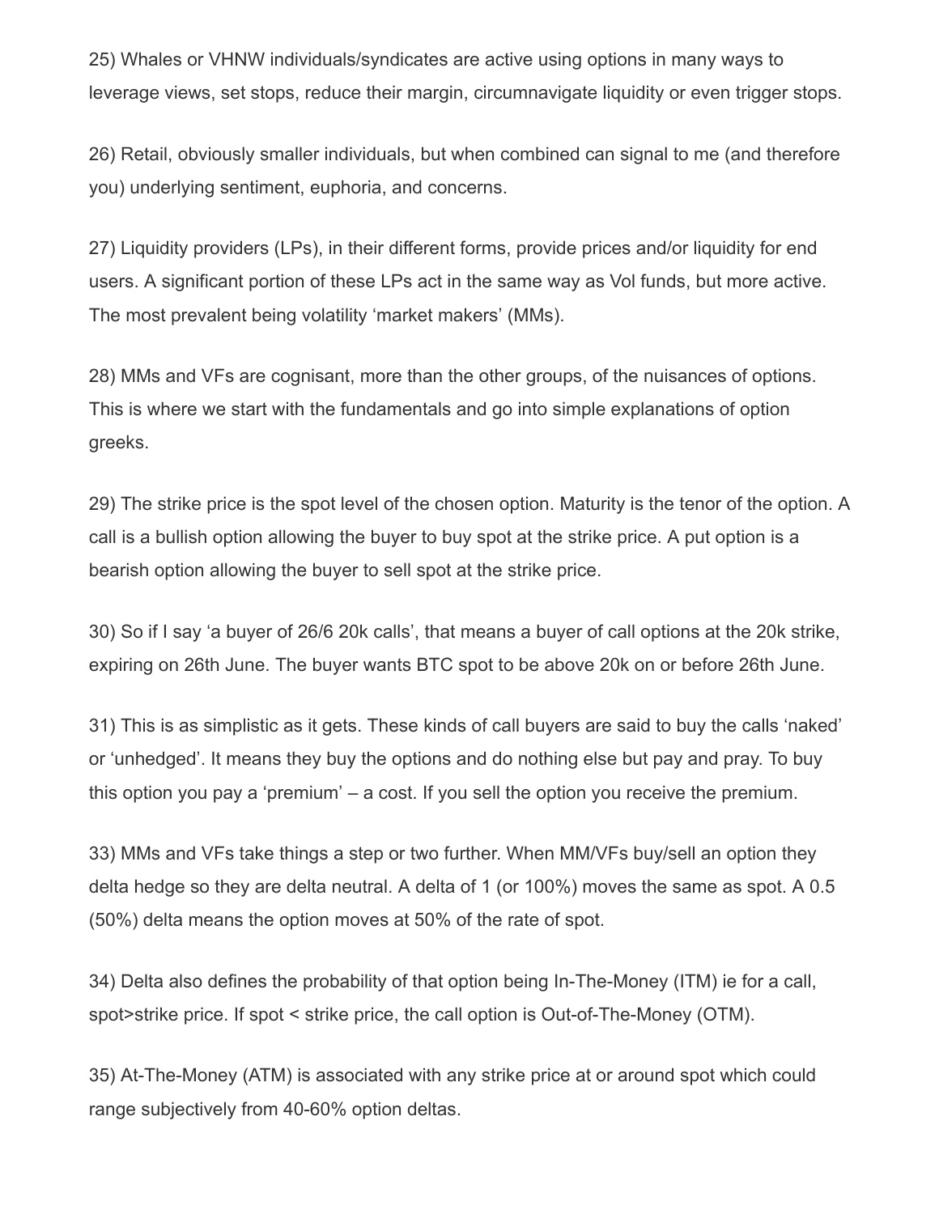25) Whales or VHNW individuals/syndicates are active using options in many ways to leverage views, set stops, reduce their margin, circumnavigate liquidity or even trigger stops.

26) Retail, obviously smaller individuals, but when combined can signal to me (and therefore you) underlying sentiment, euphoria, and concerns.

27) Liquidity providers (LPs), in their different forms, provide prices and/or liquidity for end users. A significant portion of these LPs act in the same way as Vol funds, but more active. The most prevalent being volatility 'market makers' (MMs).

28) MMs and VFs are cognisant, more than the other groups, of the nuisances of options. This is where we start with the fundamentals and go into simple explanations of option greeks.

29) The strike price is the spot level of the chosen option. Maturity is the tenor of the option. A call is a bullish option allowing the buyer to buy spot at the strike price. A put option is a bearish option allowing the buyer to sell spot at the strike price.

30) So if I say 'a buyer of 26/6 20k calls', that means a buyer of call options at the 20k strike, expiring on 26th June. The buyer wants BTC spot to be above 20k on or before 26th June.

31) This is as simplistic as it gets. These kinds of call buyers are said to buy the calls 'naked' or 'unhedged'. It means they buy the options and do nothing else but pay and pray. To buy this option you pay a 'premium' – a cost. If you sell the option you receive the premium.

33) MMs and VFs take things a step or two further. When MM/VFs buy/sell an option they delta hedge so they are delta neutral. A delta of 1 (or 100%) moves the same as spot. A 0.5 (50%) delta means the option moves at 50% of the rate of spot.

34) Delta also defines the probability of that option being In-The-Money (ITM) ie for a call, spot>strike price. If spot < strike price, the call option is Out-of-The-Money (OTM).

35) At-The-Money (ATM) is associated with any strike price at or around spot which could range subjectively from 40-60% option deltas.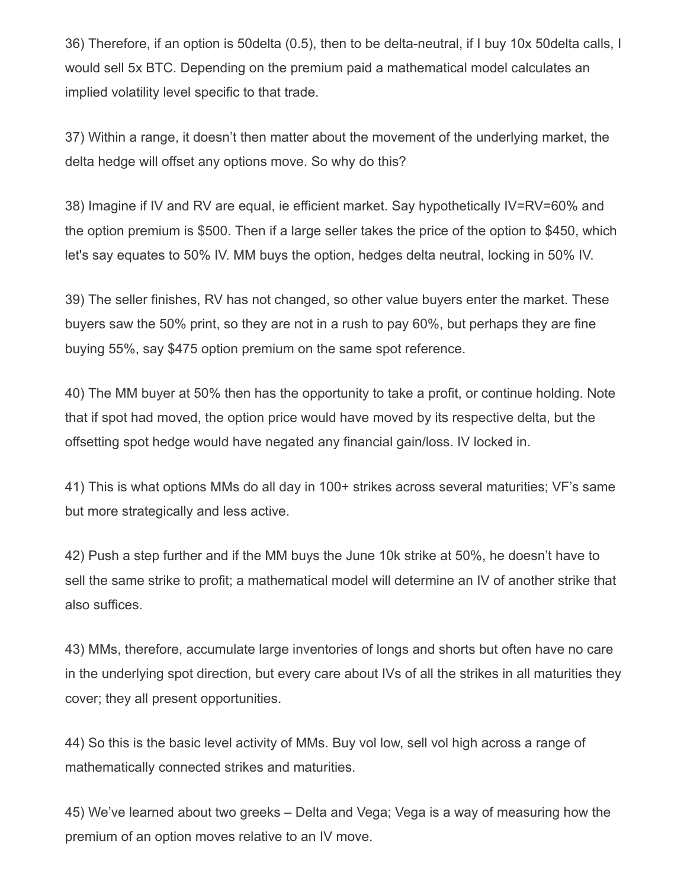36) Therefore, if an option is 50delta (0.5), then to be delta-neutral, if I buy 10x 50delta calls, I would sell 5x BTC. Depending on the premium paid a mathematical model calculates an implied volatility level specific to that trade.

37) Within a range, it doesn't then matter about the movement of the underlying market, the delta hedge will offset any options move. So why do this?

38) Imagine if IV and RV are equal, ie efficient market. Say hypothetically IV=RV=60% and the option premium is $500. Then if a large seller takes the price of the option to $450, which let's say equates to 50% IV. MM buys the option, hedges delta neutral, locking in 50% IV.

39) The seller finishes, RV has not changed, so other value buyers enter the market. These buyers saw the 50% print, so they are not in a rush to pay 60%, but perhaps they are fine buying 55%, say $475 option premium on the same spot reference.

40) The MM buyer at 50% then has the opportunity to take a profit, or continue holding. Note that if spot had moved, the option price would have moved by its respective delta, but the offsetting spot hedge would have negated any financial gain/loss. IV locked in.

41) This is what options MMs do all day in 100+ strikes across several maturities; VF's same but more strategically and less active.

42) Push a step further and if the MM buys the June 10k strike at 50%, he doesn't have to sell the same strike to profit; a mathematical model will determine an IV of another strike that also suffices.

43) MMs, therefore, accumulate large inventories of longs and shorts but often have no care in the underlying spot direction, but every care about IVs of all the strikes in all maturities they cover; they all present opportunities.

44) So this is the basic level activity of MMs. Buy vol low, sell vol high across a range of mathematically connected strikes and maturities.

45) We've learned about two greeks – Delta and Vega; Vega is a way of measuring how the premium of an option moves relative to an IV move.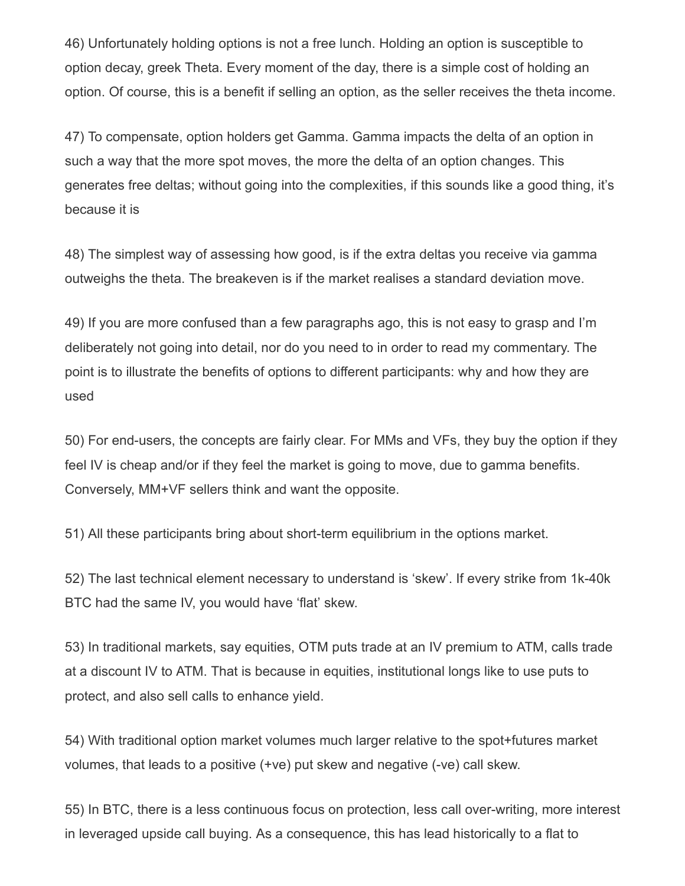46) Unfortunately holding options is not a free lunch. Holding an option is susceptible to option decay, greek Theta. Every moment of the day, there is a simple cost of holding an option. Of course, this is a benefit if selling an option, as the seller receives the theta income.

47) To compensate, option holders get Gamma. Gamma impacts the delta of an option in such a way that the more spot moves, the more the delta of an option changes. This generates free deltas; without going into the complexities, if this sounds like a good thing, it's because it is

48) The simplest way of assessing how good, is if the extra deltas you receive via gamma outweighs the theta. The breakeven is if the market realises a standard deviation move.

49) If you are more confused than a few paragraphs ago, this is not easy to grasp and I'm deliberately not going into detail, nor do you need to in order to read my commentary. The point is to illustrate the benefits of options to different participants: why and how they are used

50) For end-users, the concepts are fairly clear. For MMs and VFs, they buy the option if they feel IV is cheap and/or if they feel the market is going to move, due to gamma benefits. Conversely, MM+VF sellers think and want the opposite.

51) All these participants bring about short-term equilibrium in the options market.

52) The last technical element necessary to understand is 'skew'. If every strike from 1k-40k BTC had the same IV, you would have 'flat' skew.

53) In traditional markets, say equities, OTM puts trade at an IV premium to ATM, calls trade at a discount IV to ATM. That is because in equities, institutional longs like to use puts to protect, and also sell calls to enhance yield.

54) With traditional option market volumes much larger relative to the spot+futures market volumes, that leads to a positive (+ve) put skew and negative (-ve) call skew.

55) In BTC, there is a less continuous focus on protection, less call over-writing, more interest in leveraged upside call buying. As a consequence, this has lead historically to a flat to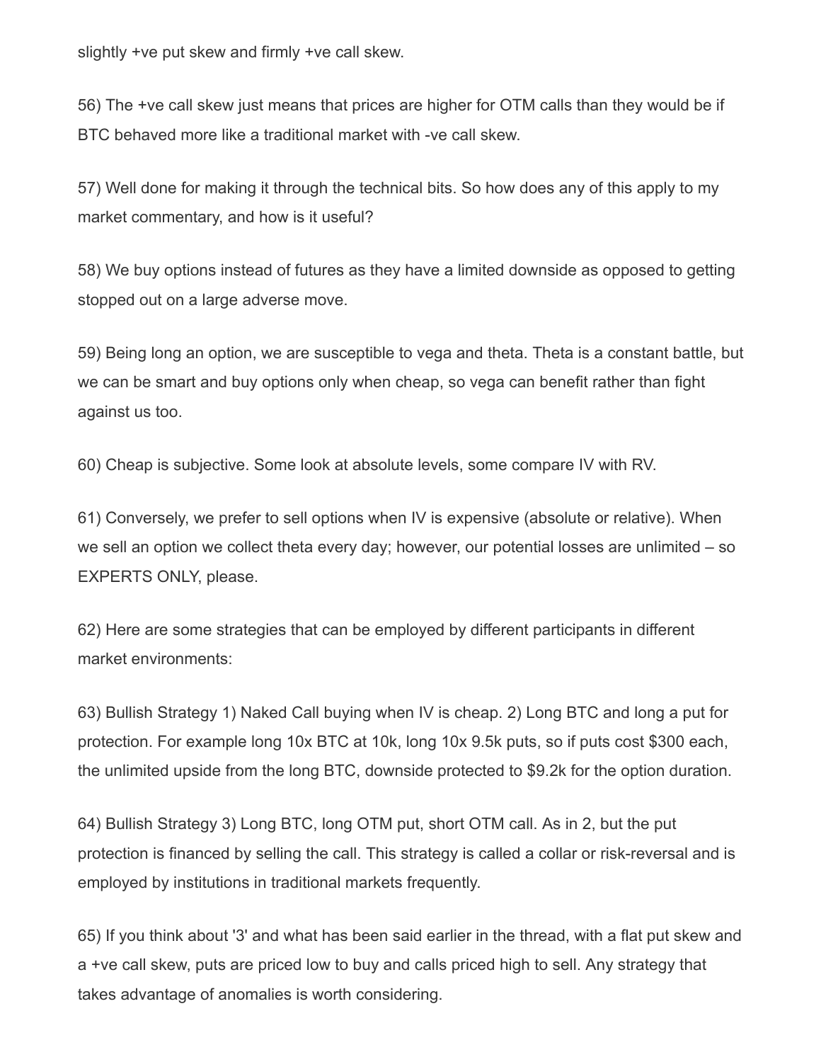slightly +ve put skew and firmly +ve call skew.

56) The +ve call skew just means that prices are higher for OTM calls than they would be if BTC behaved more like a traditional market with -ve call skew.

57) Well done for making it through the technical bits. So how does any of this apply to my market commentary, and how is it useful?

58) We buy options instead of futures as they have a limited downside as opposed to getting stopped out on a large adverse move.

59) Being long an option, we are susceptible to vega and theta. Theta is a constant battle, but we can be smart and buy options only when cheap, so vega can benefit rather than fight against us too.

60) Cheap is subjective. Some look at absolute levels, some compare IV with RV.

61) Conversely, we prefer to sell options when IV is expensive (absolute or relative). When we sell an option we collect theta every day; however, our potential losses are unlimited – so EXPERTS ONLY, please.

62) Here are some strategies that can be employed by different participants in different market environments:

63) Bullish Strategy 1) Naked Call buying when IV is cheap. 2) Long BTC and long a put for protection. For example long 10x BTC at 10k, long 10x 9.5k puts, so if puts cost $300 each, the unlimited upside from the long BTC, downside protected to $9.2k for the option duration.

64) Bullish Strategy 3) Long BTC, long OTM put, short OTM call. As in 2, but the put protection is financed by selling the call. This strategy is called a collar or risk-reversal and is employed by institutions in traditional markets frequently.

65) If you think about '3' and what has been said earlier in the thread, with a flat put skew and a +ve call skew, puts are priced low to buy and calls priced high to sell. Any strategy that takes advantage of anomalies is worth considering.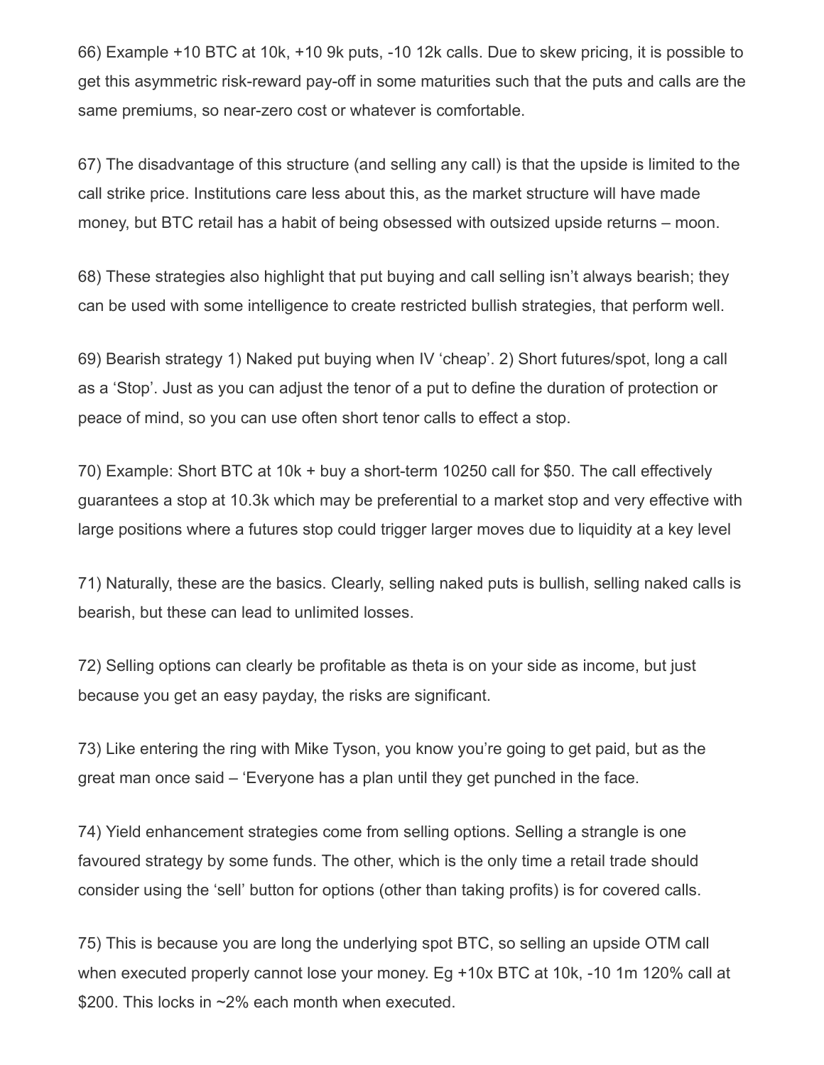66) Example +10 BTC at 10k, +10 9k puts, -10 12k calls. Due to skew pricing, it is possible to get this asymmetric risk-reward pay-off in some maturities such that the puts and calls are the same premiums, so near-zero cost or whatever is comfortable.

67) The disadvantage of this structure (and selling any call) is that the upside is limited to the call strike price. Institutions care less about this, as the market structure will have made money, but BTC retail has a habit of being obsessed with outsized upside returns – moon.

68) These strategies also highlight that put buying and call selling isn't always bearish; they can be used with some intelligence to create restricted bullish strategies, that perform well.

69) Bearish strategy 1) Naked put buying when IV 'cheap'. 2) Short futures/spot, long a call as a 'Stop'. Just as you can adjust the tenor of a put to define the duration of protection or peace of mind, so you can use often short tenor calls to effect a stop.

70) Example: Short BTC at 10k + buy a short-term 10250 call for $50. The call effectively guarantees a stop at 10.3k which may be preferential to a market stop and very effective with large positions where a futures stop could trigger larger moves due to liquidity at a key level

71) Naturally, these are the basics. Clearly, selling naked puts is bullish, selling naked calls is bearish, but these can lead to unlimited losses.

72) Selling options can clearly be profitable as theta is on your side as income, but just because you get an easy payday, the risks are significant.

73) Like entering the ring with Mike Tyson, you know you're going to get paid, but as the great man once said – 'Everyone has a plan until they get punched in the face.

74) Yield enhancement strategies come from selling options. Selling a strangle is one favoured strategy by some funds. The other, which is the only time a retail trade should consider using the 'sell' button for options (other than taking profits) is for covered calls.

75) This is because you are long the underlying spot BTC, so selling an upside OTM call when executed properly cannot lose your money. Eg +10x BTC at 10k, -10 1m 120% call at $200. This locks in ~2% each month when executed.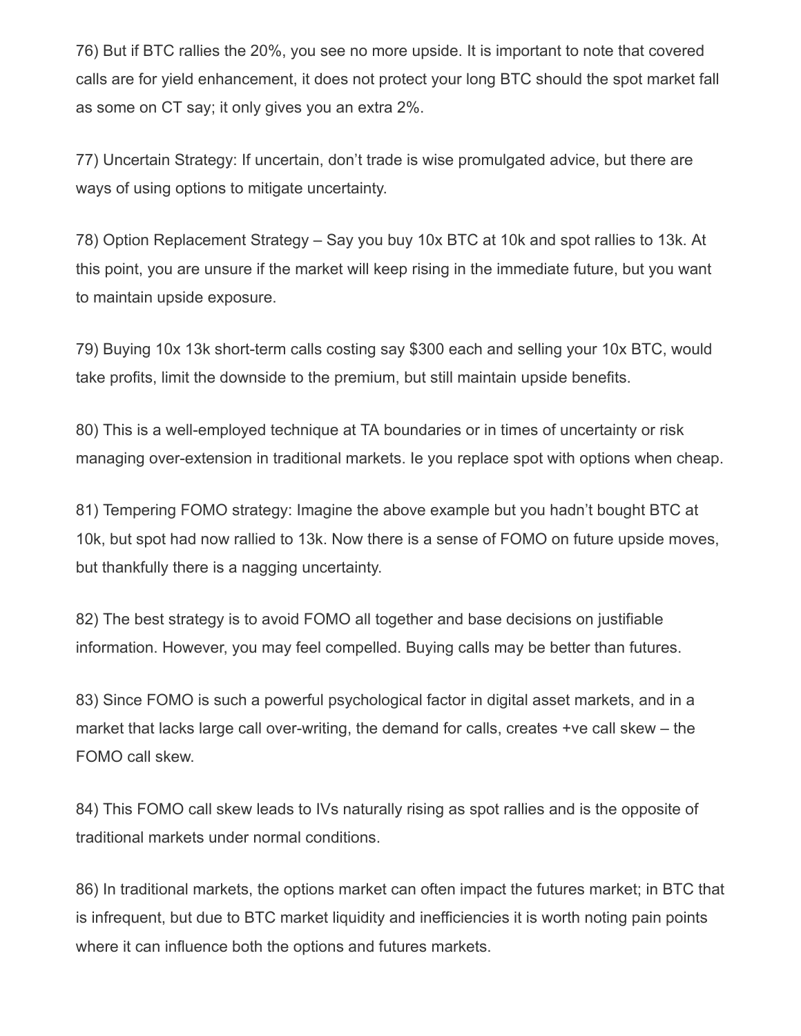76) But if BTC rallies the 20%, you see no more upside. It is important to note that covered calls are for yield enhancement, it does not protect your long BTC should the spot market fall as some on CT say; it only gives you an extra 2%.

77) Uncertain Strategy: If uncertain, don't trade is wise promulgated advice, but there are ways of using options to mitigate uncertainty.

78) Option Replacement Strategy – Say you buy 10x BTC at 10k and spot rallies to 13k. At this point, you are unsure if the market will keep rising in the immediate future, but you want to maintain upside exposure.

79) Buying 10x 13k short-term calls costing say $300 each and selling your 10x BTC, would take profits, limit the downside to the premium, but still maintain upside benefits.

80) This is a well-employed technique at TA boundaries or in times of uncertainty or risk managing over-extension in traditional markets. Ie you replace spot with options when cheap.

81) Tempering FOMO strategy: Imagine the above example but you hadn't bought BTC at 10k, but spot had now rallied to 13k. Now there is a sense of FOMO on future upside moves, but thankfully there is a nagging uncertainty.

82) The best strategy is to avoid FOMO all together and base decisions on justifiable information. However, you may feel compelled. Buying calls may be better than futures.

83) Since FOMO is such a powerful psychological factor in digital asset markets, and in a market that lacks large call over-writing, the demand for calls, creates +ve call skew – the FOMO call skew.

84) This FOMO call skew leads to IVs naturally rising as spot rallies and is the opposite of traditional markets under normal conditions.

86) In traditional markets, the options market can often impact the futures market; in BTC that is infrequent, but due to BTC market liquidity and inefficiencies it is worth noting pain points where it can influence both the options and futures markets.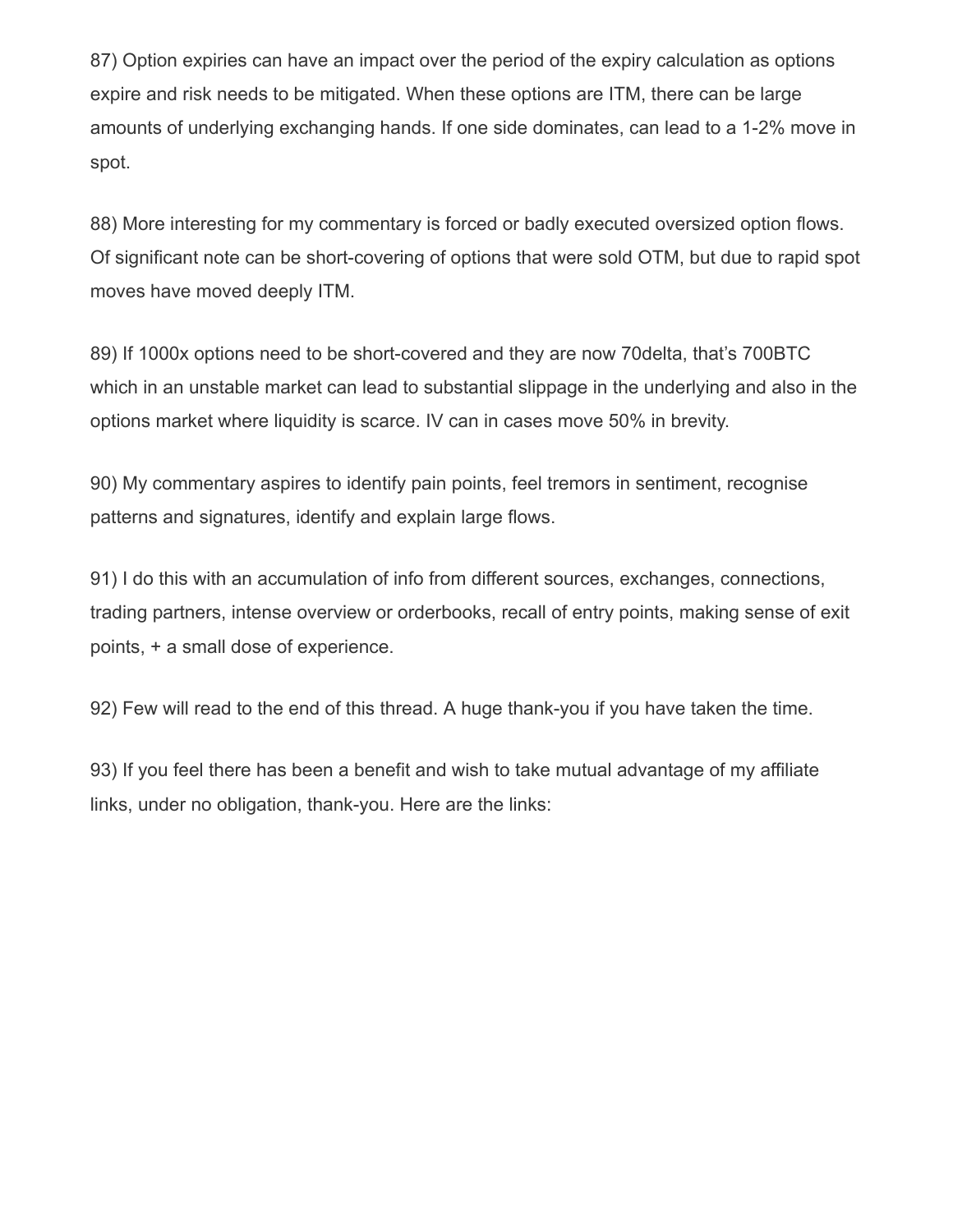87) Option expiries can have an impact over the period of the expiry calculation as options expire and risk needs to be mitigated. When these options are ITM, there can be large amounts of underlying exchanging hands. If one side dominates, can lead to a 1-2% move in spot.

88) More interesting for my commentary is forced or badly executed oversized option flows. Of significant note can be short-covering of options that were sold OTM, but due to rapid spot moves have moved deeply ITM.

89) If 1000x options need to be short-covered and they are now 70delta, that's 700BTC which in an unstable market can lead to substantial slippage in the underlying and also in the options market where liquidity is scarce. IV can in cases move 50% in brevity.

90) My commentary aspires to identify pain points, feel tremors in sentiment, recognise patterns and signatures, identify and explain large flows.

91) I do this with an accumulation of info from different sources, exchanges, connections, trading partners, intense overview or orderbooks, recall of entry points, making sense of exit points, + a small dose of experience.

92) Few will read to the end of this thread. A huge thank-you if you have taken the time.

93) If you feel there has been a benefit and wish to take mutual advantage of my affiliate links, under no obligation, thank-you. Here are the links: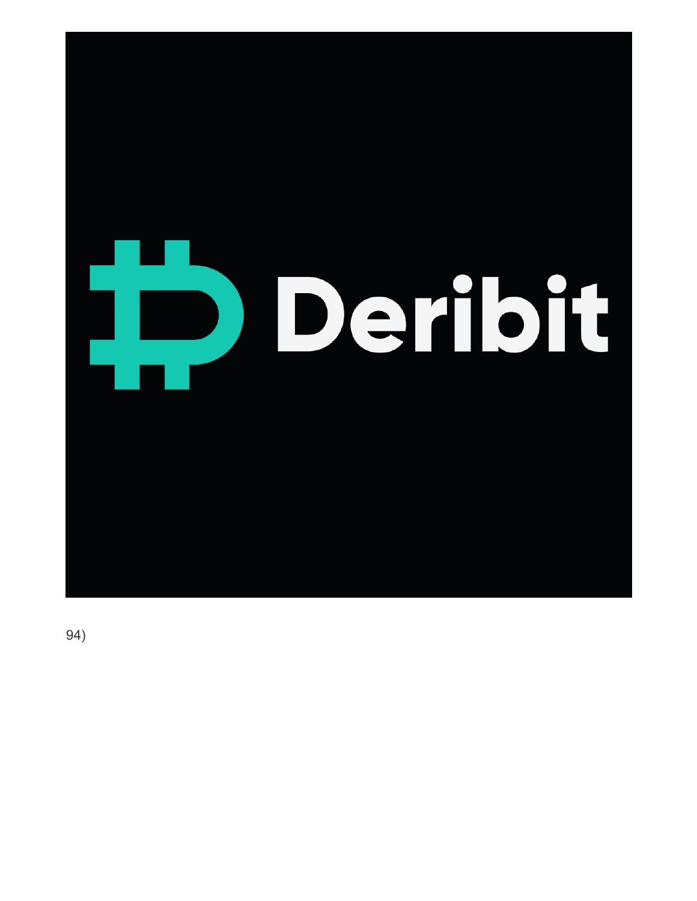Deribit

94)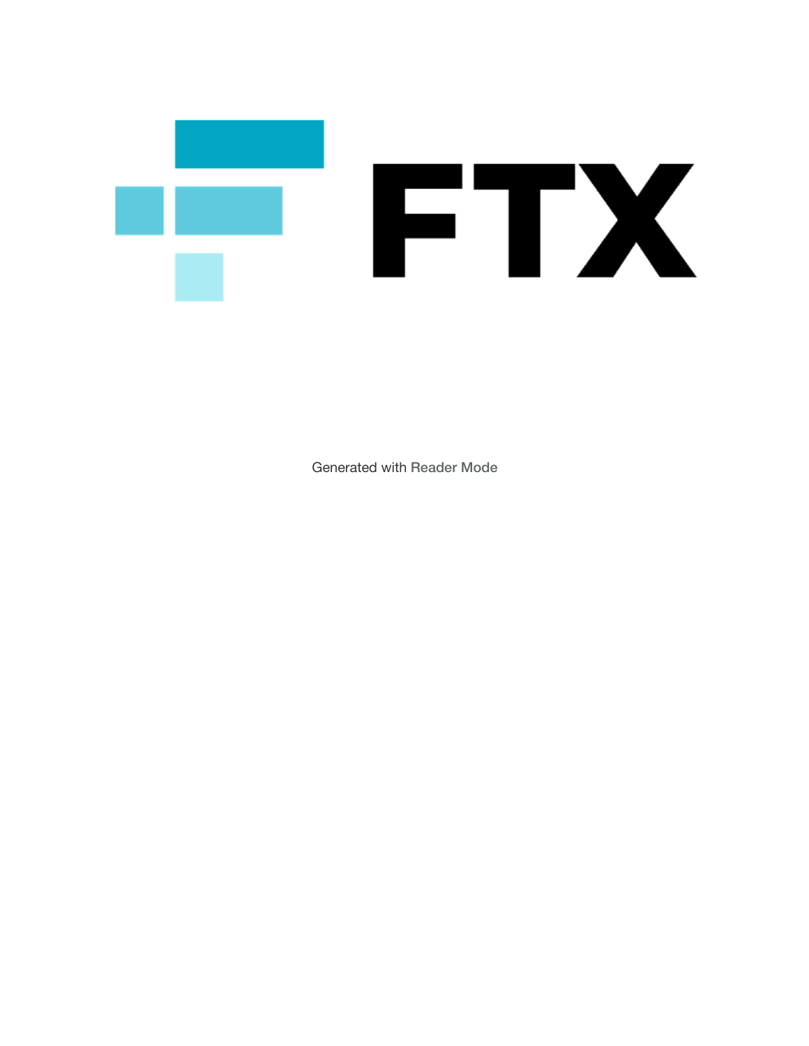FTX

Generated with Reader Mode